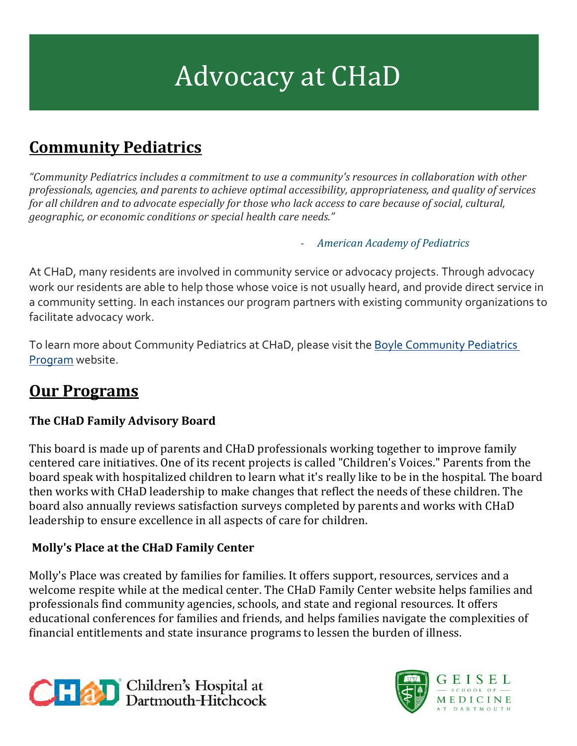# Advocacy at CHaD

## Community Pediatrics

*"Community Pediatrics includes a commitment to use a community's resources in collaboration with other professionals, agencies, and parents to achieve optimal accessibility, appropriateness, and quality of services for all children and to advocate especially for those who lack access to care because of social, cultural, geographic, or economic conditions or special health care needs."*

- *American Academy of Pediatrics*

At CHaD, many residents are involved in community service or advocacy projects. Through advocacy work our residents are able to help those whose voice is not usually heard, and provide direct service in a community setting. In each instances our program partners with existing community organizations to facilitate advocacy work.

To learn more about Community Pediatrics at CHaD, please visit the Boyle Community Pediatrics Program website.

## Our Programs

### The CHaD Family Advisory Board

This board is made up of parents and CHaD professionals working together to improve family centered care initiatives. One of its recent projects is called "Children's Voices." Parents from the board speak with hospitalized children to learn what it's really like to be in the hospital. The board then works with CHaD leadership to make changes that reflect the needs of these children. The board also annually reviews satisfaction surveys completed by parents and works with CHaD leadership to ensure excellence in all aspects of care for children.

### Molly's Place at the CHaD Family Center

Molly's Place was created by families for families. It offers support, resources, services and a welcome respite while at the medical center. The CHaD Family Center website helps families and professionals find community agencies, schools, and state and regional resources. It offers educational conferences for families and friends, and helps families navigate the complexities of financial entitlements and state insurance programs to lessen the burden of illness.

CHaD Children's Hospital at Dartmouth-Hitchcock

Geisel School of Medicine at Dartmouth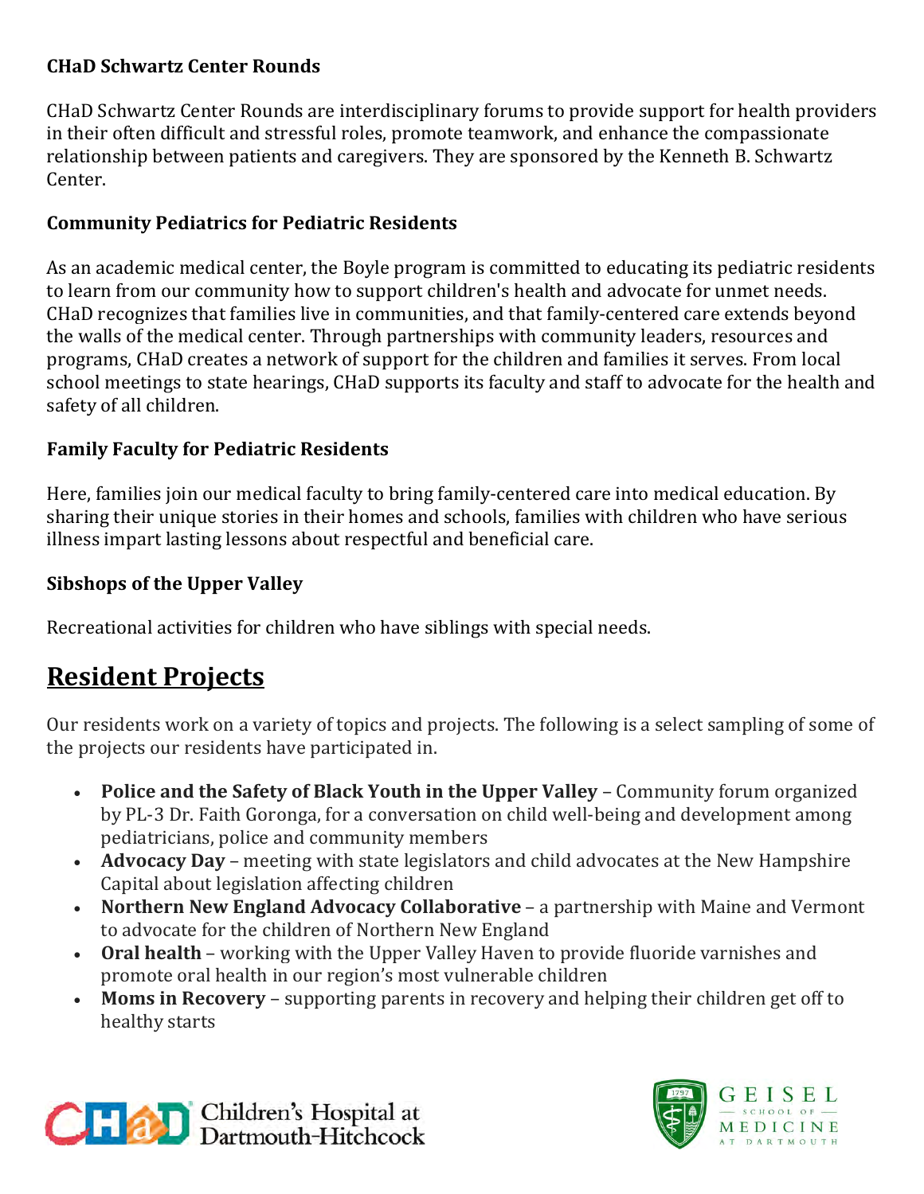### CHaD Schwartz Center Rounds

CHaD Schwartz Center Rounds are interdisciplinary forums to provide support for health providers in their often difficult and stressful roles, promote teamwork, and enhance the compassionate relationship between patients and caregivers. They are sponsored by the Kenneth B. Schwartz Center.

### Community Pediatrics for Pediatric Residents

As an academic medical center, the Boyle program is committed to educating its pediatric residents to learn from our community how to support children's health and advocate for unmet needs. CHaD recognizes that families live in communities, and that family-centered care extends beyond the walls of the medical center. Through partnerships with community leaders, resources and programs, CHaD creates a network of support for the children and families it serves. From local school meetings to state hearings, CHaD supports its faculty and staff to advocate for the health and safety of all children.

### Family Faculty for Pediatric Residents

Here, families join our medical faculty to bring family-centered care into medical education. By sharing their unique stories in their homes and schools, families with children who have serious illness impart lasting lessons about respectful and beneficial care.

### Sibshops of the Upper Valley

Recreational activities for children who have siblings with special needs.

## Resident Projects

Our residents work on a variety of topics and projects. The following is a select sampling of some of the projects our residents have participated in.

- **Police and the Safety of Black Youth in the Upper Valley** – Community forum organized by PL-3 Dr. Faith Goronga, for a conversation on child well-being and development among pediatricians, police and community members
- **Advocacy Day** – meeting with state legislators and child advocates at the New Hampshire Capital about legislation affecting children
- **Northern New England Advocacy Collaborative** – a partnership with Maine and Vermont to advocate for the children of Northern New England
- **Oral health** – working with the Upper Valley Haven to provide fluoride varnishes and promote oral health in our region's most vulnerable children
- **Moms in Recovery** – supporting parents in recovery and helping their children get off to healthy starts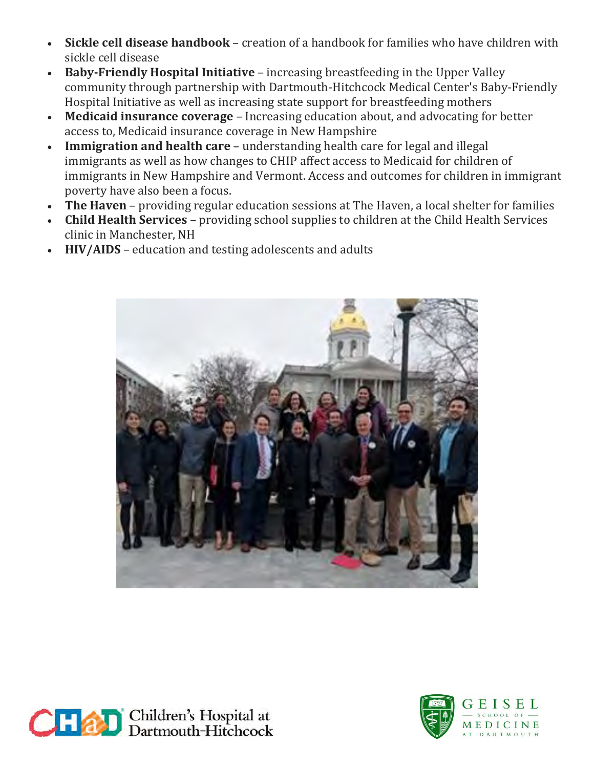- **Sickle cell disease handbook** – creation of a handbook for families who have children with sickle cell disease
- **Baby-Friendly Hospital Initiative** – increasing breastfeeding in the Upper Valley community through partnership with Dartmouth-Hitchcock Medical Center's Baby-Friendly Hospital Initiative as well as increasing state support for breastfeeding mothers
- **Medicaid insurance coverage** – Increasing education about, and advocating for better access to, Medicaid insurance coverage in New Hampshire
- **Immigration and health care** – understanding health care for legal and illegal immigrants as well as how changes to CHIP affect access to Medicaid for children of immigrants in New Hampshire and Vermont. Access and outcomes for children in immigrant poverty have also been a focus.
- **The Haven** – providing regular education sessions at The Haven, a local shelter for families
- **Child Health Services** – providing school supplies to children at the Child Health Services clinic in Manchester, NH
- **HIV/AIDS** – education and testing adolescents and adults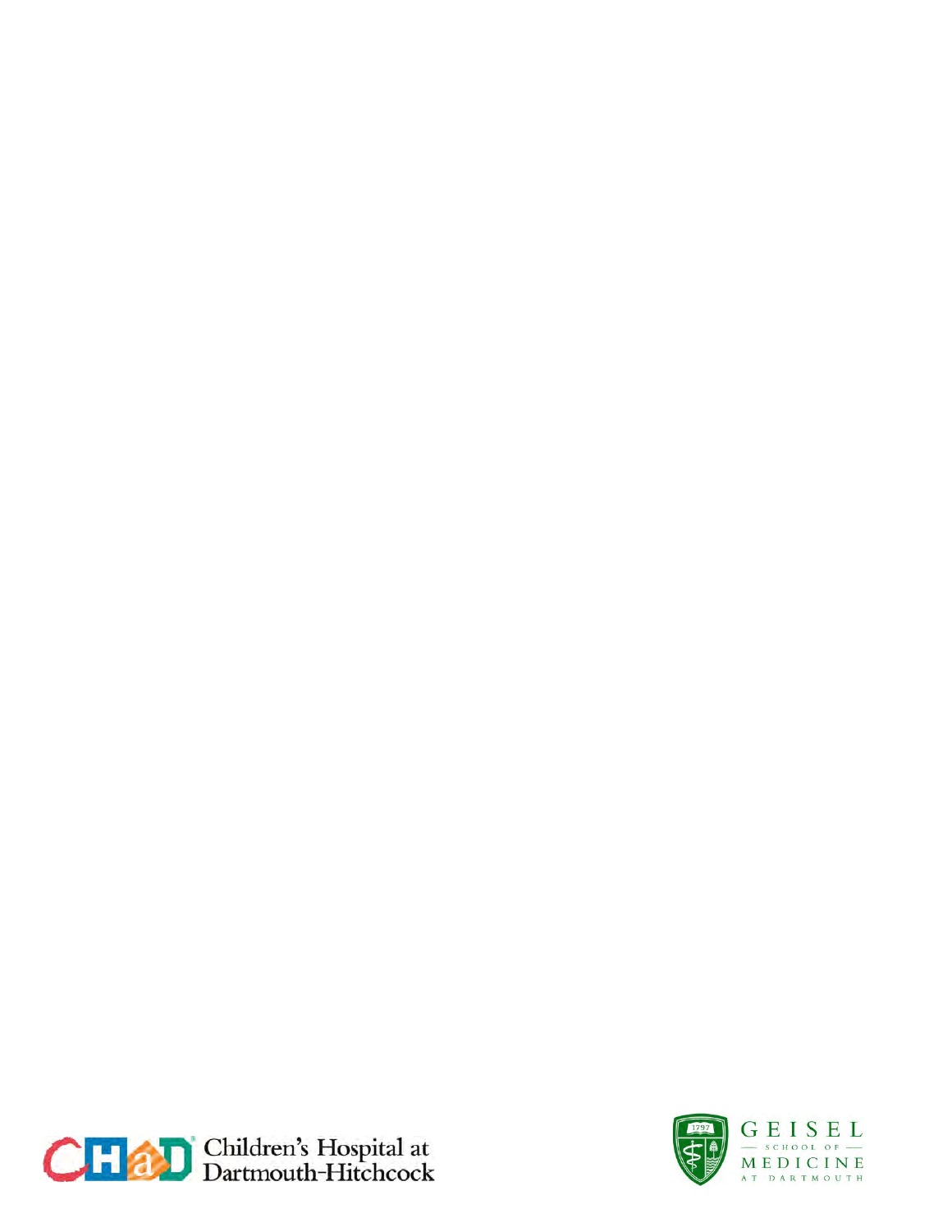Children's Hospital at Dartmouth-Hitchcock

GEISEL SCHOOL OF MEDICINE AT DARTMOUTH